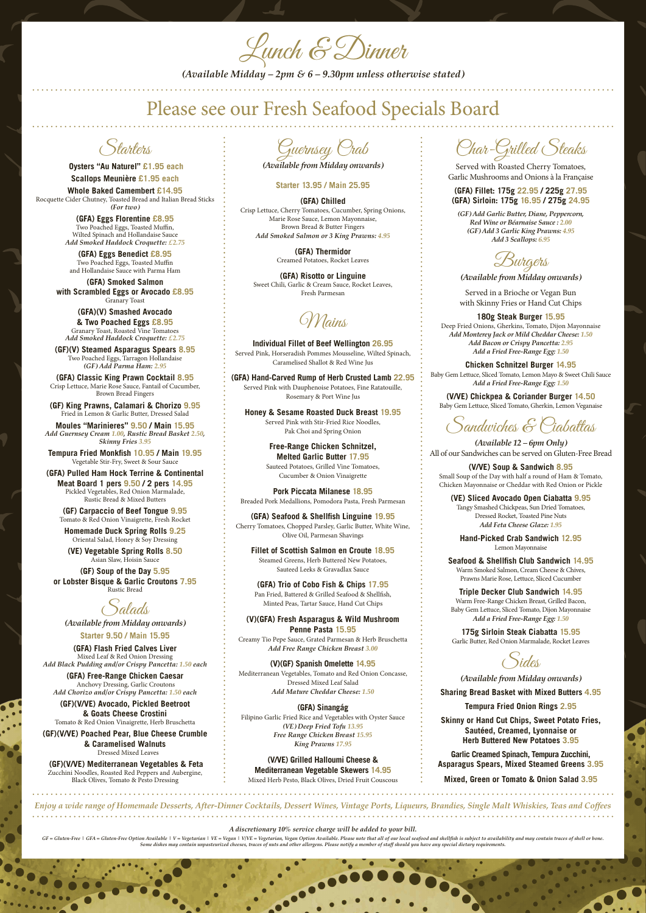# Lunch & Dinner

*(Available Midday – 2pm & 6 – 9.30pm unless otherwise stated)*

## Please see our Fresh Seafood Specials Board

## Starters

**Oysters "Au Naturel" £1.95 each**

**Scallops Meunière £1.95 each**

**Whole Baked Camembert £14.95**
Rocquette Cider Chutney, Toasted Bread and Italian Bread Sticks
*(For two)*

**(GFA) Eggs Florentine £8.95**
Two Poached Eggs, Toasted Muffin, Wilted Spinach and Hollandaise Sauce
*Add Smoked Haddock Croquette: £2.75*

**(GFA) Eggs Benedict £8.95**
Two Poached Eggs, Toasted Muffin and Hollandaise Sauce with Parma Ham

**(GFA) Smoked Salmon with Scrambled Eggs or Avocado £8.95**
Granary Toast

**(GFA)(V) Smashed Avocado & Two Poached Eggs £8.95**
Granary Toast, Roasted Vine Tomatoes
*Add Smoked Haddock Croquette: £2.75*

**(GF)(V) Steamed Asparagus Spears 8.95**
Two Poached Eggs, Tarragon Hollandaise
*(GF) Add Parma Ham: 2.95*

**(GFA) Classic King Prawn Cocktail 8.95**
Crisp Lettuce, Marie Rose Sauce, Fantail of Cucumber, Brown Bread Fingers

**(GF) King Prawns, Calamari & Chorizo 9.95**
Fried in Lemon & Garlic Butter, Dressed Salad

**Moules "Marinieres" 9.50 / Main 15.95**
*Add Guernsey Cream 1.00, Rustic Bread Basket 2.50, Skinny Fries 3.95*

**Tempura Fried Monkfish 10.95 / Main 19.95**
Vegetable Stir-Fry, Sweet & Sour Sauce

**(GFA) Pulled Ham Hock Terrine & Continental Meat Board 1 pers 9.50 / 2 pers 14.95**
Pickled Vegetables, Red Onion Marmalade, Rustic Bread & Mixed Butters

**(GF) Carpaccio of Beef Tongue 9.95**
Tomato & Red Onion Vinaigrette, Fresh Rocket

**Homemade Duck Spring Rolls 9.25**
Oriental Salad, Honey & Soy Dressing

**(VE) Vegetable Spring Rolls 8.50**
Asian Slaw, Hoisin Sauce

**(GF) Soup of the Day 5.95 or Lobster Bisque & Garlic Croutons 7.95**
Rustic Bread

## Salads

*(Available from Midday onwards)*

**Starter 9.50 / Main 15.95**

**(GFA) Flash Fried Calves Liver**
Mixed Leaf & Red Onion Dressing
*Add Black Pudding and/or Crispy Pancetta: 1.50 each*

**(GFA) Free-Range Chicken Caesar**
Anchovy Dressing, Garlic Croutons
*Add Chorizo and/or Crispy Pancetta: 1.50 each*

**(GF)(V/VE) Avocado, Pickled Beetroot & Goats Cheese Crostini**
Tomato & Red Onion Vinaigrette, Herb Bruschetta

**(GF)(V/VE) Poached Pear, Blue Cheese Crumble & Caramelised Walnuts**
Dressed Mixed Leaves

**(GF)(V/VE) Mediterranean Vegetables & Feta**
Zucchini Noodles, Roasted Red Peppers and Aubergine, Black Olives, Tomato & Pesto Dressing

## Guernsey Crab

*(Available from Midday onwards)*

**Starter 13.95 / Main 25.95**

**(GFA) Chilled**
Crisp Lettuce, Cherry Tomatoes, Cucumber, Spring Onions, Marie Rose Sauce, Lemon Mayonnaise, Brown Bread & Butter Fingers
*Add Smoked Salmon or 3 King Prawns: 4.95*

**(GFA) Thermidor**
Creamed Potatoes, Rocket Leaves

**(GFA) Risotto or Linguine**
Sweet Chili, Garlic & Cream Sauce, Rocket Leaves, Fresh Parmesan

## Mains

**Individual Fillet of Beef Wellington 26.95**
Served Pink, Horseradish Pommes Mousseline, Wilted Spinach, Caramelised Shallot & Red Wine Jus

**(GFA) Hand-Carved Rump of Herb Crusted Lamb 22.95**
Served Pink with Dauphenoise Potatoes, Fine Ratatouille, Rosemary & Port Wine Jus

**Honey & Sesame Roasted Duck Breast 19.95**
Served Pink with Stir-Fried Rice Noodles, Pak Choi and Spring Onion

**Free-Range Chicken Schnitzel, Melted Garlic Butter 17.95**
Sauteed Potatoes, Grilled Vine Tomatoes, Cucumber & Onion Vinaigrette

**Pork Piccata Milanese 18.95**
Breaded Pork Medallions, Pomodora Pasta, Fresh Parmesan

**(GFA) Seafood & Shellfish Linguine 19.95**
Cherry Tomatoes, Chopped Parsley, Garlic Butter, White Wine, Olive Oil, Parmesan Shavings

**Fillet of Scottish Salmon en Croute 18.95**
Steamed Greens, Herb Buttered New Potatoes, Sauteed Leeks & Gravadlax Sauce

**(GFA) Trio of Cobo Fish & Chips 17.95**
Pan Fried, Battered & Grilled Seafood & Shellfish, Minted Peas, Tartar Sauce, Hand Cut Chips

**(V)(GFA) Fresh Asparagus & Wild Mushroom Penne Pasta 15.95**
Creamy Tio Pepe Sauce, Grated Parmesan & Herb Bruschetta
*Add Free Range Chicken Breast 3.00*

**(V)(GF) Spanish Omelette 14.95**
Mediterranean Vegetables, Tomato and Red Onion Concasse, Dressed Mixed Leaf Salad
*Add Mature Cheddar Cheese: 1.50*

**(GFA) Sinangág**
Filipino Garlic Fried Rice and Vegetables with Oyster Sauce
*(VE) Deep Fried Tofu 13.95*
*Free Range Chicken Breast 15.95*
*King Prawns 17.95*

**(V/VE) Grilled Halloumi Cheese & Mediterranean Vegetable Skewers 14.95**
Mixed Herb Pesto, Black Olives, Dried Fruit Couscous

## Char-Grilled Steaks

Served with Roasted Cherry Tomatoes, Garlic Mushrooms and Onions à la Française

**(GFA) Fillet: 175g 22.95 / 225g 27.95**
**(GFA) Sirloin: 175g 16.95 / 275g 24.95**

*(GF) Add Garlic Butter, Diane, Peppercorn, Red Wine or Béarnaise Sauce : 2.00*
*(GF) Add 3 Garlic King Prawns: 4.95*
*Add 3 Scallops: 6.95*

## Burgers

*(Available from Midday onwards)*

Served in a Brioche or Vegan Bun with Skinny Fries or Hand Cut Chips

**180g Steak Burger 15.95**
Deep Fried Onions, Gherkins, Tomato, Dijon Mayonnaise
*Add Monterey Jack or Mild Cheddar Cheese: 1.50*
*Add Bacon or Crispy Pancetta: 2.95*
*Add a Fried Free-Range Egg: 1.50*

**Chicken Schnitzel Burger 14.95**
Baby Gem Lettuce, Sliced Tomato, Lemon Mayo & Sweet Chili Sauce
*Add a Fried Free-Range Egg: 1.50*

**(V/VE) Chickpea & Coriander Burger 14.50**
Baby Gem Lettuce, Sliced Tomato, Gherkin, Lemon Veganaise

## Sandwiches & Ciabattas

*(Available 12 – 6pm Only)*

All of our Sandwiches can be served on Gluten-Free Bread

**(V/VE) Soup & Sandwich 8.95**
Small Soup of the Day with half a round of Ham & Tomato, Chicken Mayonnaise or Cheddar with Red Onion or Pickle

**(VE) Sliced Avocado Open Ciabatta 9.95**
Tangy Smashed Chickpeas, Sun Dried Tomatoes, Dressed Rocket, Toasted Pine Nuts
*Add Feta Cheese Glaze: 1.95*

**Hand-Picked Crab Sandwich 12.95**
Lemon Mayonnaise

**Seafood & Shellfish Club Sandwich 14.95**
Warm Smoked Salmon, Cream Cheese & Chives, Prawns Marie Rose, Lettuce, Sliced Cucumber

**Triple Decker Club Sandwich 14.95**
Warm Free-Range Chicken Breast, Grilled Bacon, Baby Gem Lettuce, Sliced Tomato, Dijon Mayonnaise
*Add a Fried Free-Range Egg: 1.50*

**175g Sirloin Steak Ciabatta 15.95**
Garlic Butter, Red Onion Marmalade, Rocket Leaves

## Sides

*(Available from Midday onwards)*

**Sharing Bread Basket with Mixed Butters 4.95**

**Tempura Fried Onion Rings 2.95**

**Skinny or Hand Cut Chips, Sweet Potato Fries, Sautéed, Creamed, Lyonnaise or Herb Buttered New Potatoes 3.95**

**Garlic Creamed Spinach, Tempura Zucchini, Asparagus Spears, Mixed Steamed Greens 3.95**

**Mixed, Green or Tomato & Onion Salad 3.95**

*Enjoy a wide range of Homemade Desserts, After-Dinner Cocktails, Dessert Wines, Vintage Ports, Liqueurs, Brandies, Single Malt Whiskies, Teas and Coffees*

*A discretionary 10% service charge will be added to your bill.*

*GF = Gluten-Free | GFA = Gluten-Free Option Available | V = Vegetarian | VE = Vegan | V/VE = Vegetarian, Vegan Option Available. Please note that all of our local seafood and shellfish is subject to availability and may contain traces of shell or bone. Some dishes may contain unpasteurized cheeses, traces of nuts and other allergens. Please notify a member of staff should you have any special dietary requirements.*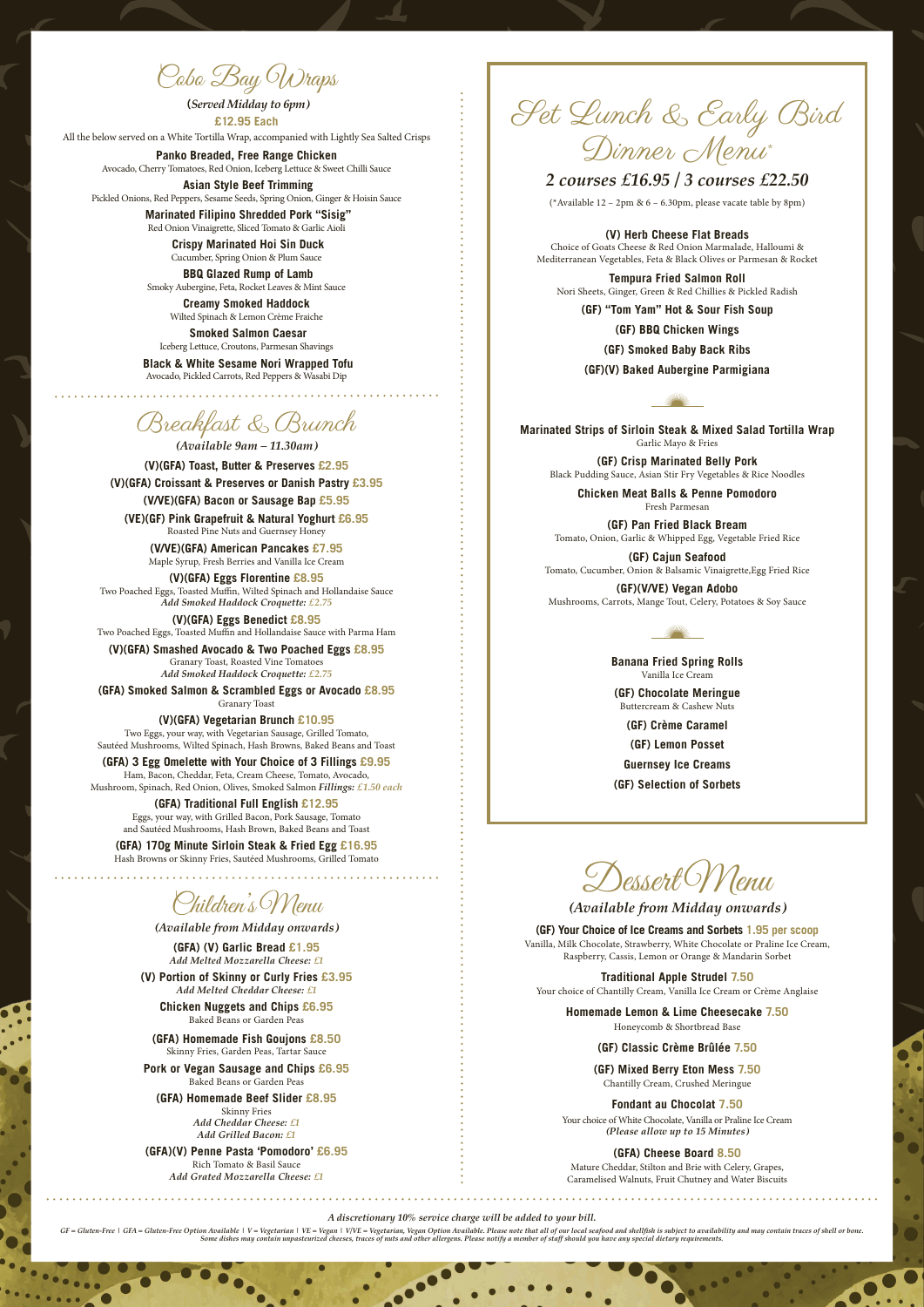# Cobo Bay Wraps

*(Served Midday to 6pm)*

**£12.95 Each**

All the below served on a White Tortilla Wrap, accompanied with Lightly Sea Salted Crisps

**Panko Breaded, Free Range Chicken**
Avocado, Cherry Tomatoes, Red Onion, Iceberg Lettuce & Sweet Chilli Sauce

**Asian Style Beef Trimming**
Pickled Onions, Red Peppers, Sesame Seeds, Spring Onion, Ginger & Hoisin Sauce

**Marinated Filipino Shredded Pork "Sisig"**
Red Onion Vinaigrette, Sliced Tomato & Garlic Aioli

**Crispy Marinated Hoi Sin Duck**
Cucumber, Spring Onion & Plum Sauce

**BBQ Glazed Rump of Lamb**
Smoky Aubergine, Feta, Rocket Leaves & Mint Sauce

**Creamy Smoked Haddock**
Wilted Spinach & Lemon Crème Fraiche

**Smoked Salmon Caesar**
Iceberg Lettuce, Croutons, Parmesan Shavings

**Black & White Sesame Nori Wrapped Tofu**
Avocado, Pickled Carrots, Red Peppers & Wasabi Dip

# Breakfast & Brunch

*(Available 9am – 11.30am)*

**(V)(GFA) Toast, Butter & Preserves £2.95**

**(V)(GFA) Croissant & Preserves or Danish Pastry £3.95**

**(V/VE)(GFA) Bacon or Sausage Bap £5.95**

**(VE)(GF) Pink Grapefruit & Natural Yoghurt £6.95**
Roasted Pine Nuts and Guernsey Honey

**(V/VE)(GFA) American Pancakes £7.95**
Maple Syrup, Fresh Berries and Vanilla Ice Cream

**(V)(GFA) Eggs Florentine £8.95**
Two Poached Eggs, Toasted Muffin, Wilted Spinach and Hollandaise Sauce
*Add Smoked Haddock Croquette: £2.75*

**(V)(GFA) Eggs Benedict £8.95**
Two Poached Eggs, Toasted Muffin and Hollandaise Sauce with Parma Ham

**(V)(GFA) Smashed Avocado & Two Poached Eggs £8.95**
Granary Toast, Roasted Vine Tomatoes
*Add Smoked Haddock Croquette: £2.75*

**(GFA) Smoked Salmon & Scrambled Eggs or Avocado £8.95**
Granary Toast

**(V)(GFA) Vegetarian Brunch £10.95**
Two Eggs, your way, with Vegetarian Sausage, Grilled Tomato, Sautéed Mushrooms, Wilted Spinach, Hash Browns, Baked Beans and Toast

**(GFA) 3 Egg Omelette with Your Choice of 3 Fillings £9.95**
Ham, Bacon, Cheddar, Feta, Cream Cheese, Tomato, Avocado, Mushroom, Spinach, Red Onion, Olives, Smoked Salmon *Fillings: £1.50 each*

**(GFA) Traditional Full English £12.95**
Eggs, your way, with Grilled Bacon, Pork Sausage, Tomato and Sautéed Mushrooms, Hash Brown, Baked Beans and Toast

**(GFA) 170g Minute Sirloin Steak & Fried Egg £16.95**
Hash Browns or Skinny Fries, Sautéed Mushrooms, Grilled Tomato

# Children's Menu

*(Available from Midday onwards)*

**(GFA) (V) Garlic Bread £1.95**
*Add Melted Mozzarella Cheese: £1*

**(V) Portion of Skinny or Curly Fries £3.95**
*Add Melted Cheddar Cheese: £1*

**Chicken Nuggets and Chips £6.95**
Baked Beans or Garden Peas

**(GFA) Homemade Fish Goujons £8.50**
Skinny Fries, Garden Peas, Tartar Sauce

**Pork or Vegan Sausage and Chips £6.95**
Baked Beans or Garden Peas

**(GFA) Homemade Beef Slider £8.95**
Skinny Fries
*Add Cheddar Cheese: £1*
*Add Grilled Bacon: £1*

**(GFA)(V) Penne Pasta 'Pomodoro' £6.95**
Rich Tomato & Basil Sauce
*Add Grated Mozzarella Cheese: £1*

# Set Lunch & Early Bird Dinner Menu*

## *2 courses £16.95 / 3 courses £22.50*

(*Available 12 – 2pm & 6 – 6.30pm, please vacate table by 8pm)

**(V) Herb Cheese Flat Breads**
Choice of Goats Cheese & Red Onion Marmalade, Halloumi & Mediterranean Vegetables, Feta & Black Olives or Parmesan & Rocket

**Tempura Fried Salmon Roll**
Nori Sheets, Ginger, Green & Red Chillies & Pickled Radish

**(GF) "Tom Yam" Hot & Sour Fish Soup**

**(GF) BBQ Chicken Wings**

**(GF) Smoked Baby Back Ribs**

**(GF)(V) Baked Aubergine Parmigiana**

**Marinated Strips of Sirloin Steak & Mixed Salad Tortilla Wrap**
Garlic Mayo & Fries

**(GF) Crisp Marinated Belly Pork**
Black Pudding Sauce, Asian Stir Fry Vegetables & Rice Noodles

**Chicken Meat Balls & Penne Pomodoro**
Fresh Parmesan

**(GF) Pan Fried Black Bream**
Tomato, Onion, Garlic & Whipped Egg, Vegetable Fried Rice

**(GF) Cajun Seafood**
Tomato, Cucumber, Onion & Balsamic Vinaigrette,Egg Fried Rice

**(GF)(V/VE) Vegan Adobo**
Mushrooms, Carrots, Mange Tout, Celery, Potatoes & Soy Sauce

**Banana Fried Spring Rolls**
Vanilla Ice Cream

**(GF) Chocolate Meringue**
Buttercream & Cashew Nuts

**(GF) Crème Caramel**

**(GF) Lemon Posset**

**Guernsey Ice Creams**

**(GF) Selection of Sorbets**

# Dessert Menu

*(Available from Midday onwards)*

**(GF) Your Choice of Ice Creams and Sorbets 1.95 per scoop**
Vanilla, Milk Chocolate, Strawberry, White Chocolate or Praline Ice Cream, Raspberry, Cassis, Lemon or Orange & Mandarin Sorbet

**Traditional Apple Strudel 7.50**
Your choice of Chantilly Cream, Vanilla Ice Cream or Crème Anglaise

**Homemade Lemon & Lime Cheesecake 7.50**
Honeycomb & Shortbread Base

**(GF) Classic Crème Brûlée 7.50**

**(GF) Mixed Berry Eton Mess 7.50**
Chantilly Cream, Crushed Meringue

**Fondant au Chocolat 7.50**
Your choice of White Chocolate, Vanilla or Praline Ice Cream
*(Please allow up to 15 Minutes)*

**(GFA) Cheese Board 8.50**
Mature Cheddar, Stilton and Brie with Celery, Grapes, Caramelised Walnuts, Fruit Chutney and Water Biscuits

*A discretionary 10% service charge will be added to your bill.*

*GF = Gluten-Free | GFA = Gluten-Free Option Available | V = Vegetarian | VE = Vegan | V/VE = Vegetarian, Vegan Option Available. Please note that all of our local seafood and shellfish is subject to availability and may contain traces of shell or bone. Some dishes may contain unpasteurized cheeses, traces of nuts and other allergens. Please notify a member of staff should you have any special dietary requirements.*